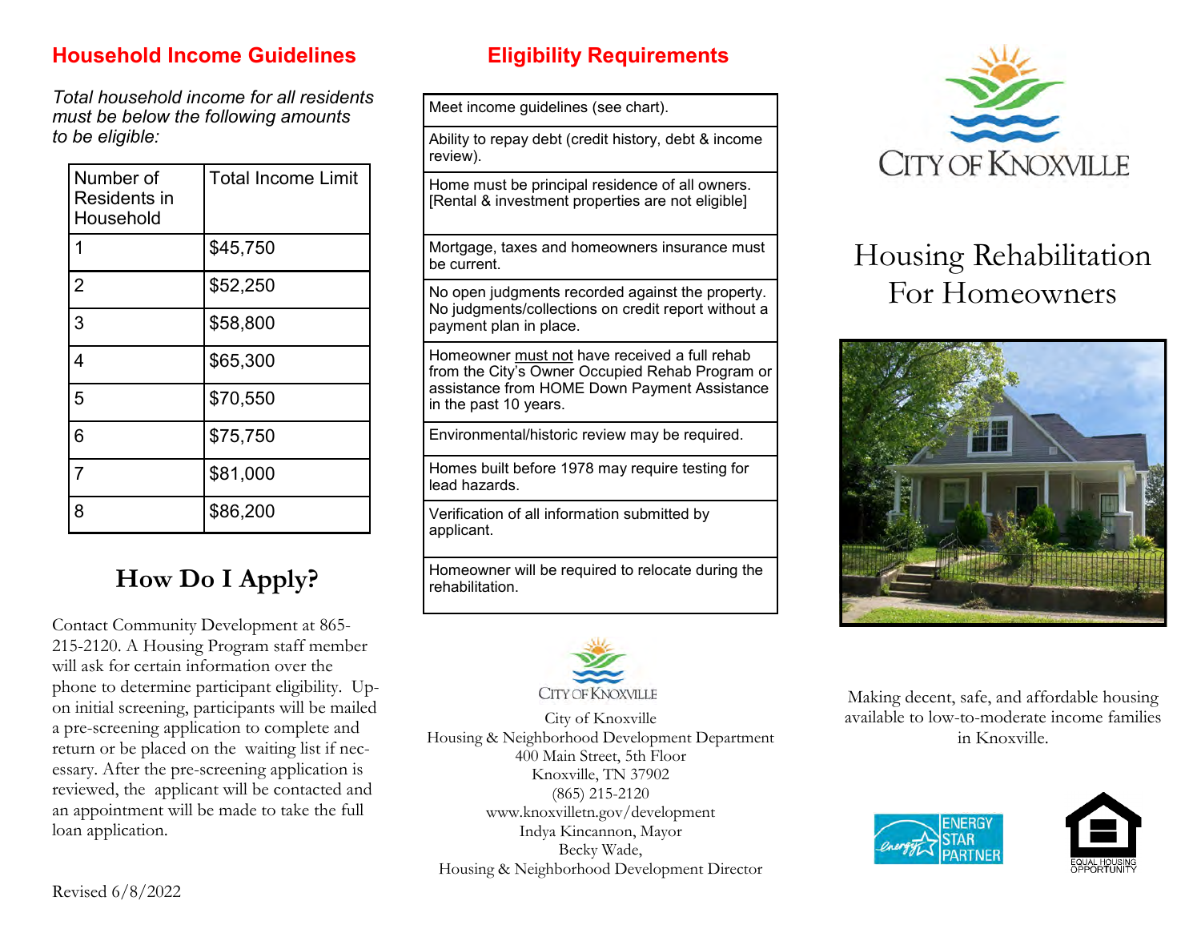## Household Income Guidelines

*Total household income for all residents must be below the following amounts to be eligible:*

| Number of Residents in Household | Total Income Limit |
|---|---|
| 1 | $45,750 |
| 2 | $52,250 |
| 3 | $58,800 |
| 4 | $65,300 |
| 5 | $70,550 |
| 6 | $75,750 |
| 7 | $81,000 |
| 8 | $86,200 |

# How Do I Apply?

Contact Community Development at 865-215-2120. A Housing Program staff member will ask for certain information over the phone to determine participant eligibility. Upon initial screening, participants will be mailed a pre-screening application to complete and return or be placed on the waiting list if necessary. After the pre-screening application is reviewed, the applicant will be contacted and an appointment will be made to take the full loan application.

Revised 6/8/2022

## Eligibility Requirements

| |
|---|
| Meet income guidelines (see chart). |
| Ability to repay debt (credit history, debt & income review). |
| Home must be principal residence of all owners. [Rental & investment properties are not eligible] |
| Mortgage, taxes and homeowners insurance must be current. |
| No open judgments recorded against the property. No judgments/collections on credit report without a payment plan in place. |
| Homeowner must not have received a full rehab from the City's Owner Occupied Rehab Program or assistance from HOME Down Payment Assistance in the past 10 years. |
| Environmental/historic review may be required. |
| Homes built before 1978 may require testing for lead hazards. |
| Verification of all information submitted by applicant. |
| Homeowner will be required to relocate during the rehabilitation. |

CITY OF KNOXVILLE

City of Knoxville
Housing & Neighborhood Development Department
400 Main Street, 5th Floor
Knoxville, TN 37902
(865) 215-2120
www.knoxvilletn.gov/development
Indya Kincannon, Mayor
Becky Wade,
Housing & Neighborhood Development Director

CITY OF KNOXVILLE

# Housing Rehabilitation For Homeowners

Making decent, safe, and affordable housing available to low-to-moderate income families in Knoxville.

ENERGY STAR PARTNER

EQUAL HOUSING OPPORTUNITY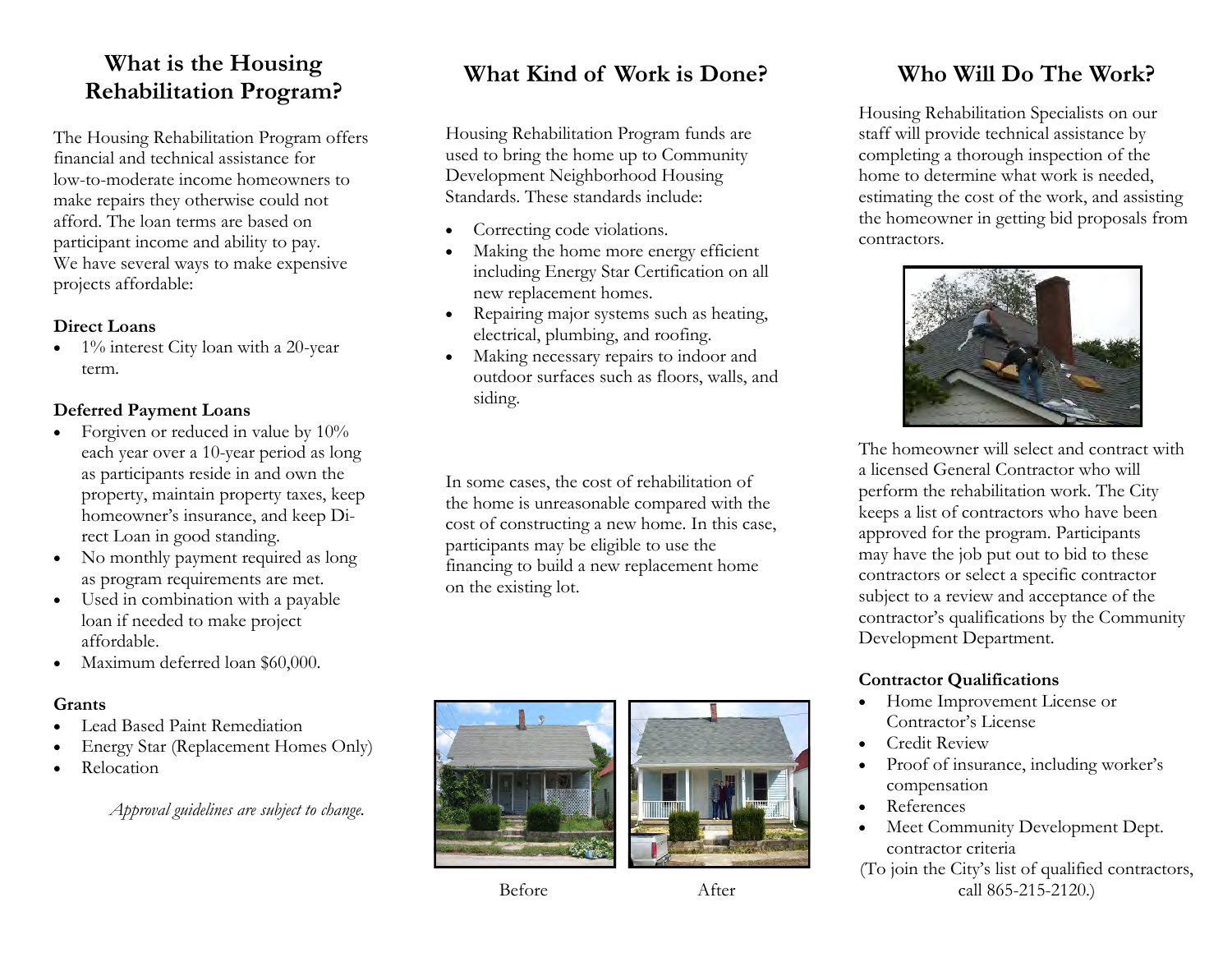## What is the Housing Rehabilitation Program?

The Housing Rehabilitation Program offers financial and technical assistance for low-to-moderate income homeowners to make repairs they otherwise could not afford. The loan terms are based on participant income and ability to pay. We have several ways to make expensive projects affordable:

**Direct Loans**

- 1% interest City loan with a 20-year term.

**Deferred Payment Loans**

- Forgiven or reduced in value by 10% each year over a 10-year period as long as participants reside in and own the property, maintain property taxes, keep homeowner's insurance, and keep Direct Loan in good standing.
- No monthly payment required as long as program requirements are met.
- Used in combination with a payable loan if needed to make project affordable.
- Maximum deferred loan $60,000.

**Grants**

- Lead Based Paint Remediation
- Energy Star (Replacement Homes Only)
- Relocation

*Approval guidelines are subject to change.*

## What Kind of Work is Done?

Housing Rehabilitation Program funds are used to bring the home up to Community Development Neighborhood Housing Standards. These standards include:

- Correcting code violations.
- Making the home more energy efficient including Energy Star Certification on all new replacement homes.
- Repairing major systems such as heating, electrical, plumbing, and roofing.
- Making necessary repairs to indoor and outdoor surfaces such as floors, walls, and siding.

In some cases, the cost of rehabilitation of the home is unreasonable compared with the cost of constructing a new home. In this case, participants may be eligible to use the financing to build a new replacement home on the existing lot.

Before

After

## Who Will Do The Work?

Housing Rehabilitation Specialists on our staff will provide technical assistance by completing a thorough inspection of the home to determine what work is needed, estimating the cost of the work, and assisting the homeowner in getting bid proposals from contractors.

The homeowner will select and contract with a licensed General Contractor who will perform the rehabilitation work. The City keeps a list of contractors who have been approved for the program. Participants may have the job put out to bid to these contractors or select a specific contractor subject to a review and acceptance of the contractor's qualifications by the Community Development Department.

**Contractor Qualifications**

- Home Improvement License or Contractor's License
- Credit Review
- Proof of insurance, including worker's compensation
- References
- Meet Community Development Dept. contractor criteria

(To join the City's list of qualified contractors, call 865-215-2120.)